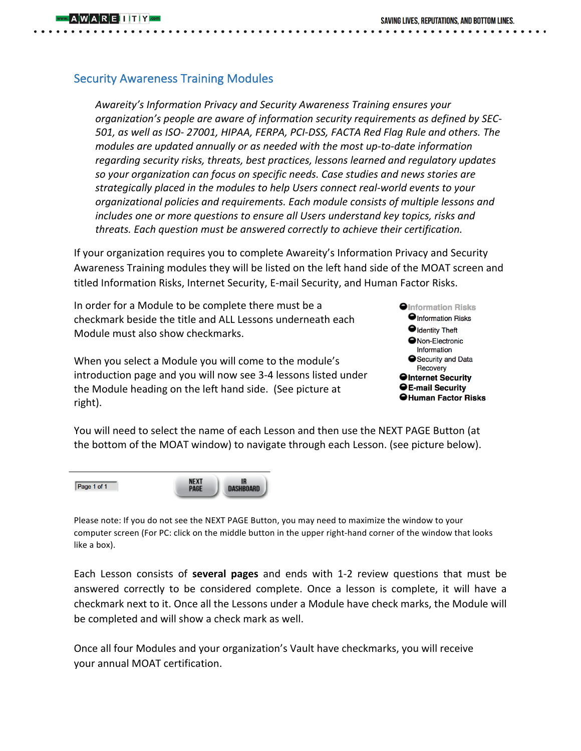## Security Awareness Training Modules

*Awareity's Information Privacy and Security Awareness Training ensures your organization's people are aware of information security requirements as defined by SEC-501, as well as ISO- 27001, HIPAA, FERPA, PCI-DSS, FACTA Red Flag Rule and others. The modules are updated annually or as needed with the most up-to-date information regarding security risks, threats, best practices, lessons learned and regulatory updates so your organization can focus on specific needs. Case studies and news stories are strategically placed in the modules to help Users connect real-world events to your organizational policies and requirements. Each module consists of multiple lessons and includes one or more questions to ensure all Users understand key topics, risks and threats. Each question must be answered correctly to achieve their certification.*

If your organization requires you to complete Awareity's Information Privacy and Security Awareness Training modules they will be listed on the left hand side of the MOAT screen and titled Information Risks, Internet Security, E-mail Security, and Human Factor Risks.

In order for a Module to be complete there must be a checkmark beside the title and ALL Lessons underneath each Module must also show checkmarks.

When you select a Module you will come to the module's introduction page and you will now see 3-4 lessons listed under the Module heading on the left hand side. (See picture at right).

- Information Risks
  - Information Risks
  - Identity Theft
  - Non-Electronic Information
  - Security and Data Recovery
- **Internet Security**
- **E-mail Security**
- **Human Factor Risks**

You will need to select the name of each Lesson and then use the NEXT PAGE Button (at the bottom of the MOAT window) to navigate through each Lesson. (see picture below).

Page 1 of 1 | NEXT PAGE | IR DASHBOARD

Please note: If you do not see the NEXT PAGE Button, you may need to maximize the window to your computer screen (For PC: click on the middle button in the upper right-hand corner of the window that looks like a box).

Each Lesson consists of **several pages** and ends with 1-2 review questions that must be answered correctly to be considered complete. Once a lesson is complete, it will have a checkmark next to it. Once all the Lessons under a Module have check marks, the Module will be completed and will show a check mark as well.

Once all four Modules and your organization's Vault have checkmarks, you will receive your annual MOAT certification.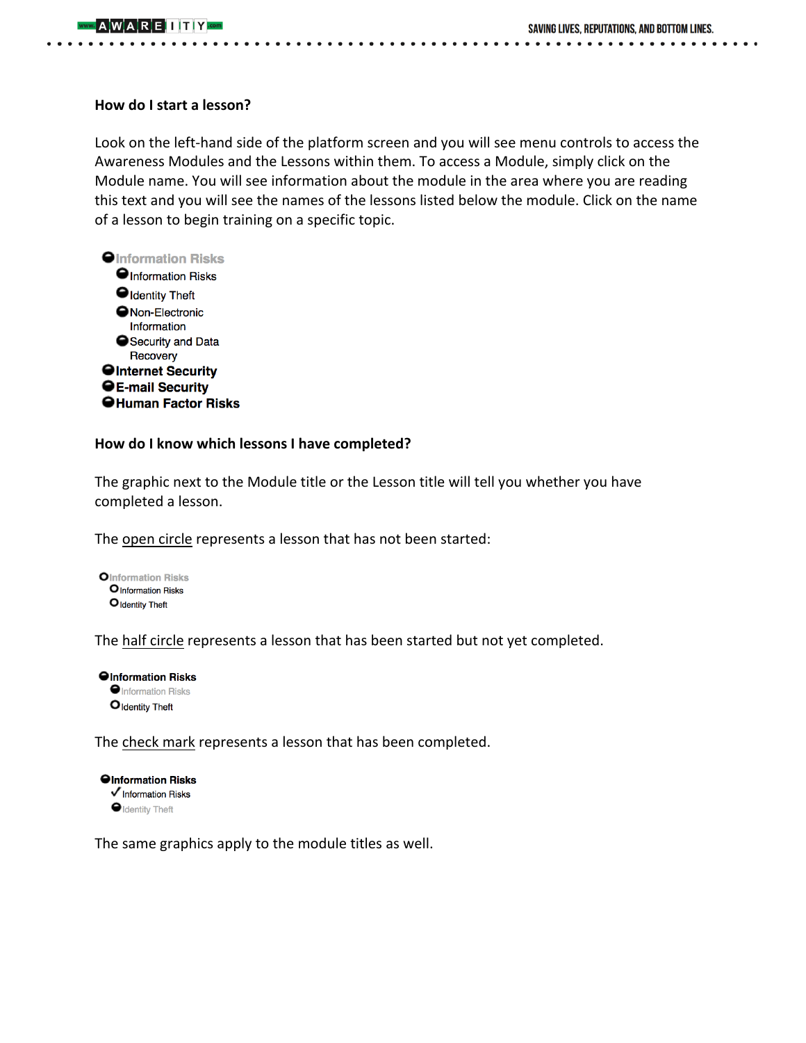**How do I start a lesson?**

Look on the left-hand side of the platform screen and you will see menu controls to access the Awareness Modules and the Lessons within them. To access a Module, simply click on the Module name. You will see information about the module in the area where you are reading this text and you will see the names of the lessons listed below the module. Click on the name of a lesson to begin training on a specific topic.

- Information Risks
  - Information Risks
  - Identity Theft
  - Non-Electronic Information
  - Security and Data Recovery
- **Internet Security**
- **E-mail Security**
- **Human Factor Risks**

**How do I know which lessons I have completed?**

The graphic next to the Module title or the Lesson title will tell you whether you have completed a lesson.

The open circle represents a lesson that has not been started:

- Information Risks
  - Information Risks
  - Identity Theft

The half circle represents a lesson that has been started but not yet completed.

- **Information Risks**
  - Information Risks
  - Identity Theft

The check mark represents a lesson that has been completed.

- **Information Risks**
  - ✓ Information Risks
  - Identity Theft

The same graphics apply to the module titles as well.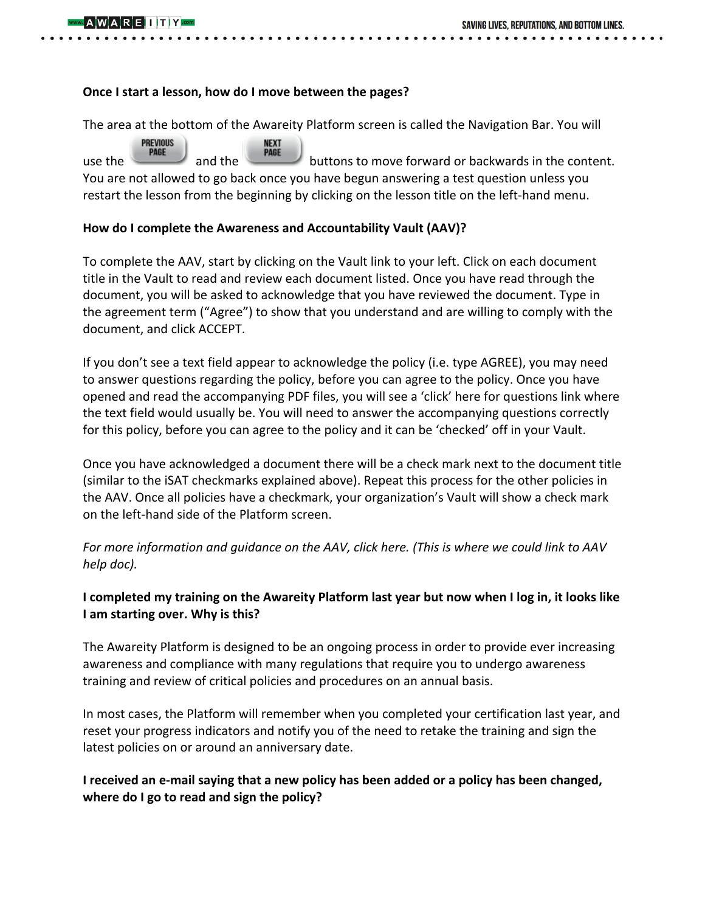**Once I start a lesson, how do I move between the pages?**

The area at the bottom of the Awareity Platform screen is called the Navigation Bar. You will use the PREVIOUS PAGE and the NEXT PAGE buttons to move forward or backwards in the content. You are not allowed to go back once you have begun answering a test question unless you restart the lesson from the beginning by clicking on the lesson title on the left-hand menu.

**How do I complete the Awareness and Accountability Vault (AAV)?**

To complete the AAV, start by clicking on the Vault link to your left. Click on each document title in the Vault to read and review each document listed. Once you have read through the document, you will be asked to acknowledge that you have reviewed the document. Type in the agreement term ("Agree") to show that you understand and are willing to comply with the document, and click ACCEPT.

If you don't see a text field appear to acknowledge the policy (i.e. type AGREE), you may need to answer questions regarding the policy, before you can agree to the policy. Once you have opened and read the accompanying PDF files, you will see a 'click' here for questions link where the text field would usually be. You will need to answer the accompanying questions correctly for this policy, before you can agree to the policy and it can be 'checked' off in your Vault.

Once you have acknowledged a document there will be a check mark next to the document title (similar to the iSAT checkmarks explained above). Repeat this process for the other policies in the AAV. Once all policies have a checkmark, your organization's Vault will show a check mark on the left-hand side of the Platform screen.

*For more information and guidance on the AAV, click here. (This is where we could link to AAV help doc).*

**I completed my training on the Awareity Platform last year but now when I log in, it looks like I am starting over. Why is this?**

The Awareity Platform is designed to be an ongoing process in order to provide ever increasing awareness and compliance with many regulations that require you to undergo awareness training and review of critical policies and procedures on an annual basis.

In most cases, the Platform will remember when you completed your certification last year, and reset your progress indicators and notify you of the need to retake the training and sign the latest policies on or around an anniversary date.

**I received an e-mail saying that a new policy has been added or a policy has been changed, where do I go to read and sign the policy?**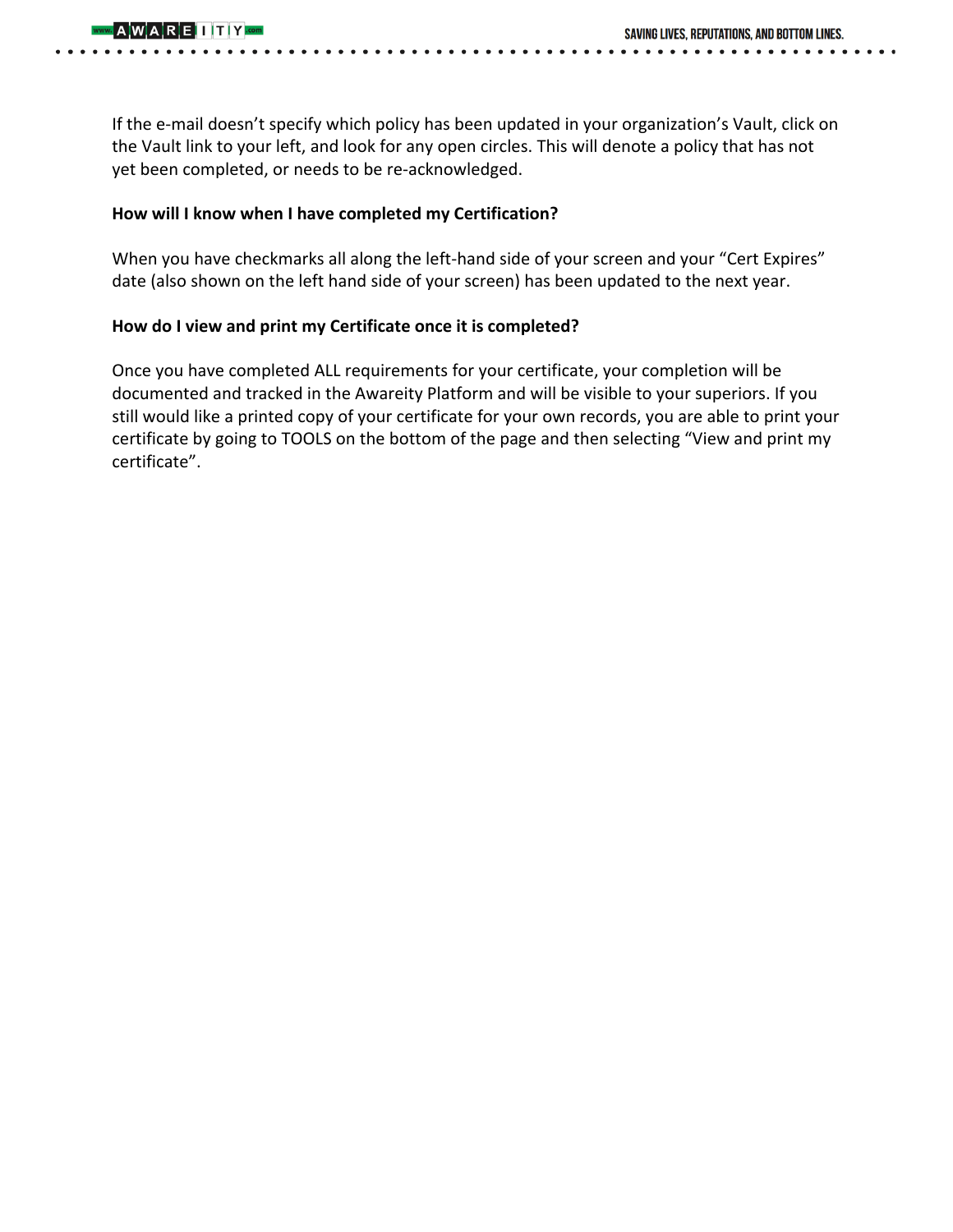If the e-mail doesn't specify which policy has been updated in your organization's Vault, click on the Vault link to your left, and look for any open circles. This will denote a policy that has not yet been completed, or needs to be re-acknowledged.

**How will I know when I have completed my Certification?**

When you have checkmarks all along the left-hand side of your screen and your "Cert Expires" date (also shown on the left hand side of your screen) has been updated to the next year.

**How do I view and print my Certificate once it is completed?**

Once you have completed ALL requirements for your certificate, your completion will be documented and tracked in the Awareity Platform and will be visible to your superiors. If you still would like a printed copy of your certificate for your own records, you are able to print your certificate by going to TOOLS on the bottom of the page and then selecting "View and print my certificate".